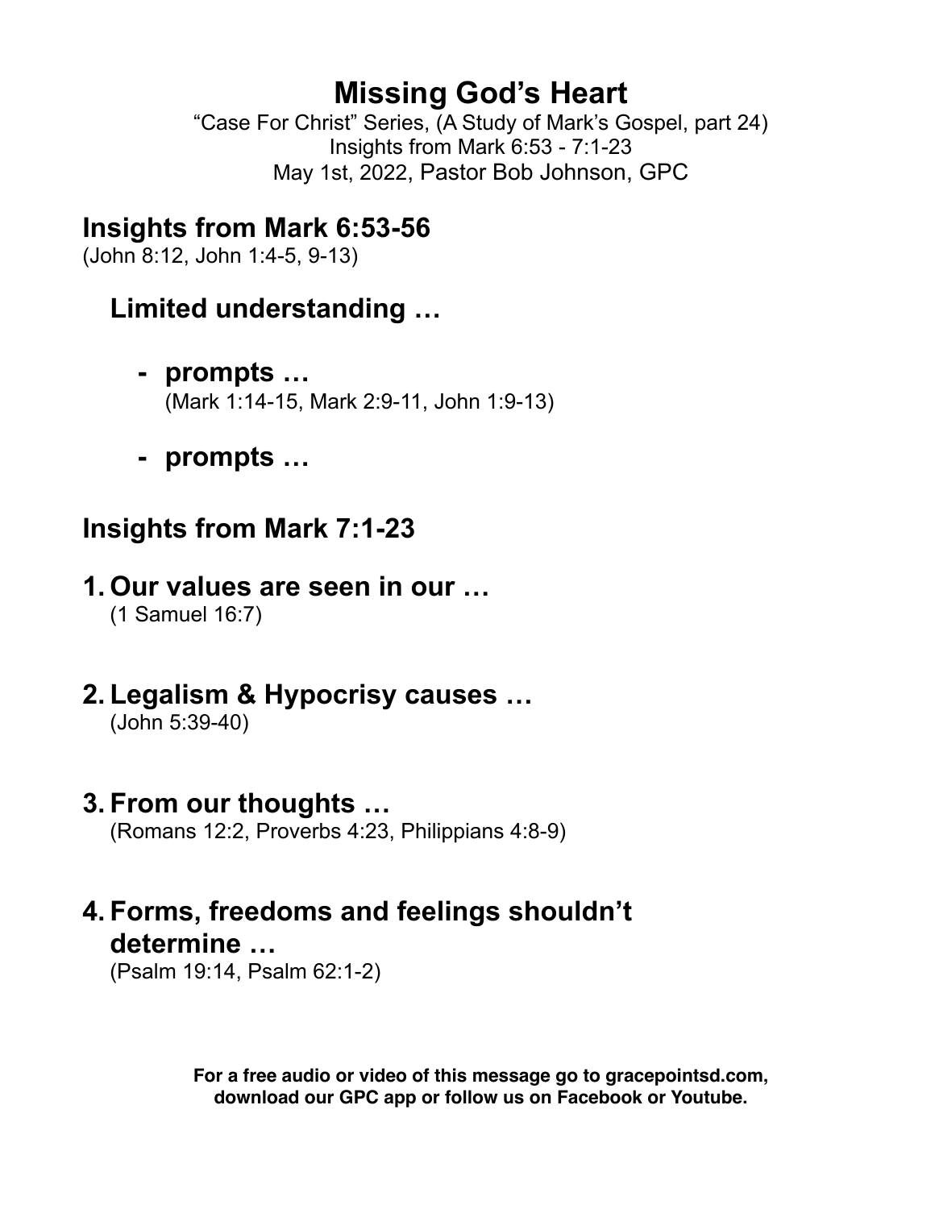# Missing God's Heart

"Case For Christ" Series, (A Study of Mark's Gospel, part 24)
Insights from Mark 6:53 - 7:1-23
May 1st, 2022, Pastor Bob Johnson, GPC

## Insights from Mark 6:53-56

(John 8:12, John 1:4-5, 9-13)

### Limited understanding …

- **prompts …**
  (Mark 1:14-15, Mark 2:9-11, John 1:9-13)

- **prompts …**

## Insights from Mark 7:1-23

1. **Our values are seen in our …**
   (1 Samuel 16:7)

2. **Legalism & Hypocrisy causes …**
   (John 5:39-40)

3. **From our thoughts …**
   (Romans 12:2, Proverbs 4:23, Philippians 4:8-9)

4. **Forms, freedoms and feelings shouldn't determine …**
   (Psalm 19:14, Psalm 62:1-2)

**For a free audio or video of this message go to gracepointsd.com, download our GPC app or follow us on Facebook or Youtube.**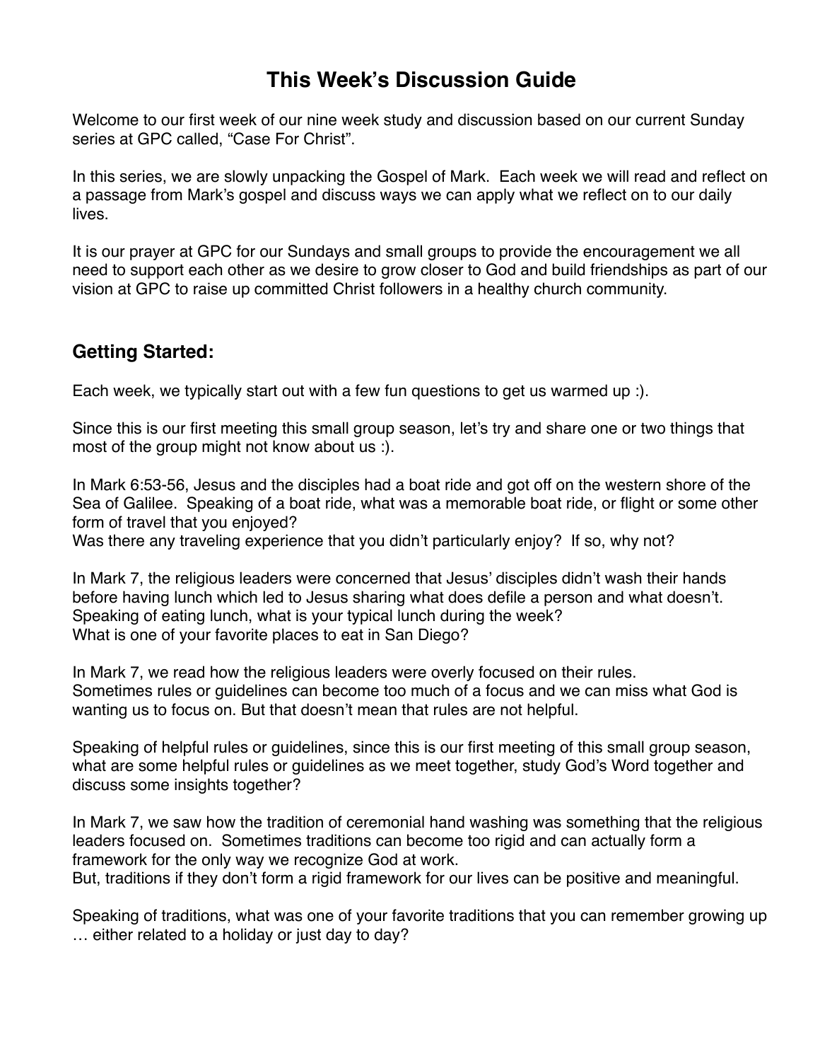# This Week's Discussion Guide

Welcome to our first week of our nine week study and discussion based on our current Sunday series at GPC called, "Case For Christ".

In this series, we are slowly unpacking the Gospel of Mark. Each week we will read and reflect on a passage from Mark's gospel and discuss ways we can apply what we reflect on to our daily lives.

It is our prayer at GPC for our Sundays and small groups to provide the encouragement we all need to support each other as we desire to grow closer to God and build friendships as part of our vision at GPC to raise up committed Christ followers in a healthy church community.

## Getting Started:

Each week, we typically start out with a few fun questions to get us warmed up :).

Since this is our first meeting this small group season, let's try and share one or two things that most of the group might not know about us :).

In Mark 6:53-56, Jesus and the disciples had a boat ride and got off on the western shore of the Sea of Galilee. Speaking of a boat ride, what was a memorable boat ride, or flight or some other form of travel that you enjoyed?
Was there any traveling experience that you didn't particularly enjoy? If so, why not?

In Mark 7, the religious leaders were concerned that Jesus' disciples didn't wash their hands before having lunch which led to Jesus sharing what does defile a person and what doesn't.
Speaking of eating lunch, what is your typical lunch during the week?
What is one of your favorite places to eat in San Diego?

In Mark 7, we read how the religious leaders were overly focused on their rules.
Sometimes rules or guidelines can become too much of a focus and we can miss what God is wanting us to focus on. But that doesn't mean that rules are not helpful.

Speaking of helpful rules or guidelines, since this is our first meeting of this small group season, what are some helpful rules or guidelines as we meet together, study God's Word together and discuss some insights together?

In Mark 7, we saw how the tradition of ceremonial hand washing was something that the religious leaders focused on. Sometimes traditions can become too rigid and can actually form a framework for the only way we recognize God at work.
But, traditions if they don't form a rigid framework for our lives can be positive and meaningful.

Speaking of traditions, what was one of your favorite traditions that you can remember growing up … either related to a holiday or just day to day?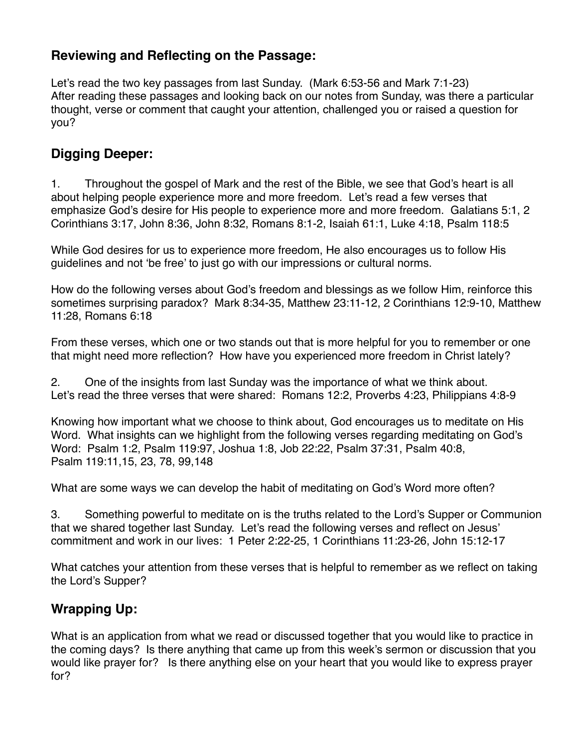## Reviewing and Reflecting on the Passage:

Let's read the two key passages from last Sunday. (Mark 6:53-56 and Mark 7:1-23)
After reading these passages and looking back on our notes from Sunday, was there a particular thought, verse or comment that caught your attention, challenged you or raised a question for you?

## Digging Deeper:

1. Throughout the gospel of Mark and the rest of the Bible, we see that God's heart is all about helping people experience more and more freedom. Let's read a few verses that emphasize God's desire for His people to experience more and more freedom. Galatians 5:1, 2 Corinthians 3:17, John 8:36, John 8:32, Romans 8:1-2, Isaiah 61:1, Luke 4:18, Psalm 118:5

While God desires for us to experience more freedom, He also encourages us to follow His guidelines and not 'be free' to just go with our impressions or cultural norms.

How do the following verses about God's freedom and blessings as we follow Him, reinforce this sometimes surprising paradox? Mark 8:34-35, Matthew 23:11-12, 2 Corinthians 12:9-10, Matthew 11:28, Romans 6:18

From these verses, which one or two stands out that is more helpful for you to remember or one that might need more reflection? How have you experienced more freedom in Christ lately?

2. One of the insights from last Sunday was the importance of what we think about.
Let's read the three verses that were shared: Romans 12:2, Proverbs 4:23, Philippians 4:8-9

Knowing how important what we choose to think about, God encourages us to meditate on His Word. What insights can we highlight from the following verses regarding meditating on God's Word: Psalm 1:2, Psalm 119:97, Joshua 1:8, Job 22:22, Psalm 37:31, Psalm 40:8,
Psalm 119:11,15, 23, 78, 99,148

What are some ways we can develop the habit of meditating on God's Word more often?

3. Something powerful to meditate on is the truths related to the Lord's Supper or Communion that we shared together last Sunday. Let's read the following verses and reflect on Jesus' commitment and work in our lives: 1 Peter 2:22-25, 1 Corinthians 11:23-26, John 15:12-17

What catches your attention from these verses that is helpful to remember as we reflect on taking the Lord's Supper?

## Wrapping Up:

What is an application from what we read or discussed together that you would like to practice in the coming days? Is there anything that came up from this week's sermon or discussion that you would like prayer for? Is there anything else on your heart that you would like to express prayer for?